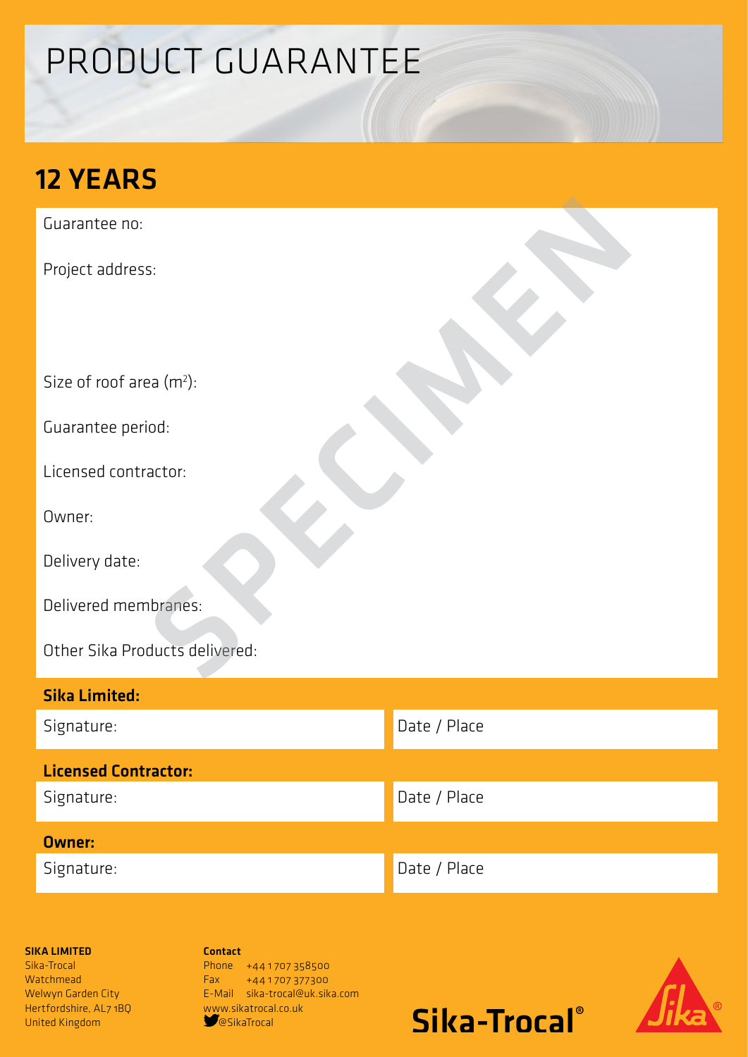# PRODUCT GUARANTEE

## 12 YEARS

Guarantee no:

Project address:

Size of roof area ($m^2$):

Guarantee period:

Licensed contractor:

Owner:

Delivery date:

Delivered membranes:

Other Sika Products delivered:

SPECIMEN

**Sika Limited:**

| Signature: | Date / Place |
|---|---|

**Licensed Contractor:**

| Signature: | Date / Place |
|---|---|

**Owner:**

| Signature: | Date / Place |
|---|---|

**SIKA LIMITED**
Sika-Trocal
Watchmead
Welwyn Garden City
Hertfordshire, AL7 1BQ
United Kingdom

**Contact**
Phone +44 1707 358500
Fax +44 1707 377300
E-Mail sika-trocal@uk.sika.com
www.sikatrocal.co.uk
@SikaTrocal

Sika-Trocal®

Sika®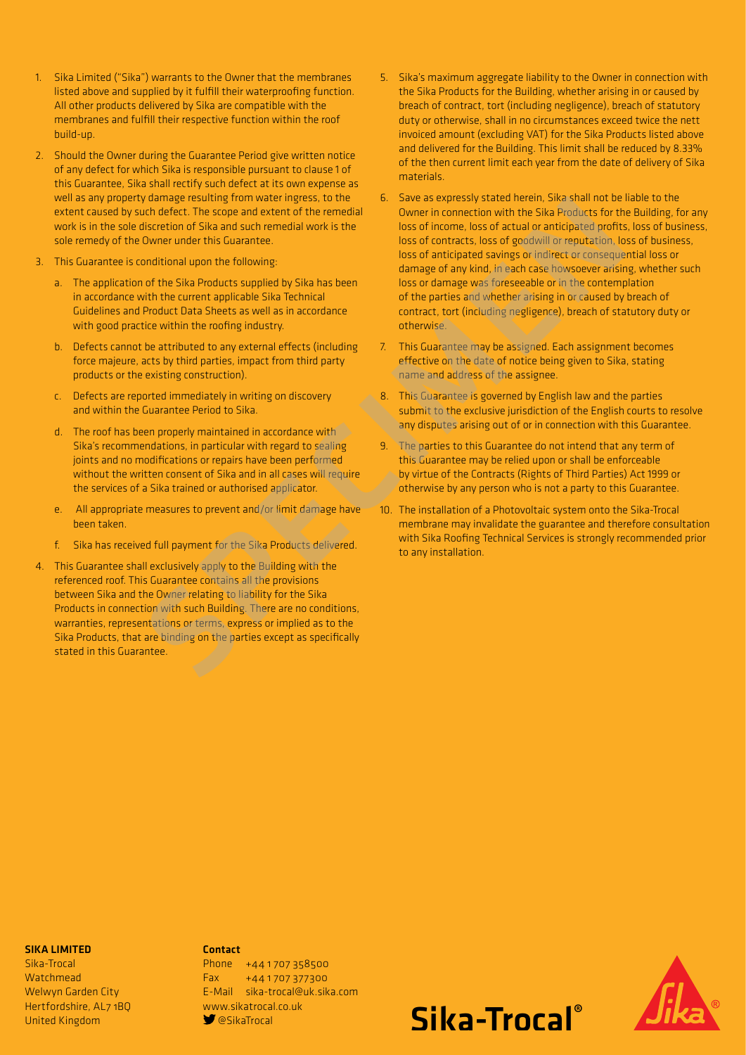1. Sika Limited ("Sika") warrants to the Owner that the membranes listed above and supplied by it fulfill their waterproofing function. All other products delivered by Sika are compatible with the membranes and fulfill their respective function within the roof build-up.
2. Should the Owner during the Guarantee Period give written notice of any defect for which Sika is responsible pursuant to clause 1 of this Guarantee, Sika shall rectify such defect at its own expense as well as any property damage resulting from water ingress, to the extent caused by such defect. The scope and extent of the remedial work is in the sole discretion of Sika and such remedial work is the sole remedy of the Owner under this Guarantee.
3. This Guarantee is conditional upon the following:
   a. The application of the Sika Products supplied by Sika has been in accordance with the current applicable Sika Technical Guidelines and Product Data Sheets as well as in accordance with good practice within the roofing industry.
   b. Defects cannot be attributed to any external effects (including force majeure, acts by third parties, impact from third party products or the existing construction).
   c. Defects are reported immediately in writing on discovery and within the Guarantee Period to Sika.
   d. The roof has been properly maintained in accordance with Sika's recommendations, in particular with regard to sealing joints and no modifications or repairs have been performed without the written consent of Sika and in all cases will require the services of a Sika trained or authorised applicator.
   e. All appropriate measures to prevent and/or limit damage have been taken.
   f. Sika has received full payment for the Sika Products delivered.
4. This Guarantee shall exclusively apply to the Building with the referenced roof. This Guarantee contains all the provisions between Sika and the Owner relating to liability for the Sika Products in connection with such Building. There are no conditions, warranties, representations or terms, express or implied as to the Sika Products, that are binding on the parties except as specifically stated in this Guarantee.
5. Sika's maximum aggregate liability to the Owner in connection with the Sika Products for the Building, whether arising in or caused by breach of contract, tort (including negligence), breach of statutory duty or otherwise, shall in no circumstances exceed twice the nett invoiced amount (excluding VAT) for the Sika Products listed above and delivered for the Building. This limit shall be reduced by 8.33% of the then current limit each year from the date of delivery of Sika materials.
6. Save as expressly stated herein, Sika shall not be liable to the Owner in connection with the Sika Products for the Building, for any loss of income, loss of actual or anticipated profits, loss of business, loss of contracts, loss of goodwill or reputation, loss of business, loss of anticipated savings or indirect or consequential loss or damage of any kind, in each case howsoever arising, whether such loss or damage was foreseeable or in the contemplation of the parties and whether arising in or caused by breach of contract, tort (including negligence), breach of statutory duty or otherwise.
7. This Guarantee may be assigned. Each assignment becomes effective on the date of notice being given to Sika, stating name and address of the assignee.
8. This Guarantee is governed by English law and the parties submit to the exclusive jurisdiction of the English courts to resolve any disputes arising out of or in connection with this Guarantee.
9. The parties to this Guarantee do not intend that any term of this Guarantee may be relied upon or shall be enforceable by virtue of the Contracts (Rights of Third Parties) Act 1999 or otherwise by any person who is not a party to this Guarantee.
10. The installation of a Photovoltaic system onto the Sika-Trocal membrane may invalidate the guarantee and therefore consultation with Sika Roofing Technical Services is strongly recommended prior to any installation.

**SIKA LIMITED**
Sika-Trocal
Watchmead
Welwyn Garden City
Hertfordshire, AL7 1BQ
United Kingdom

**Contact**
Phone +44 1707 358500
Fax +44 1707 377300
E-Mail sika-trocal@uk.sika.com
www.sikatrocal.co.uk
@SikaTrocal

**Sika-Trocal®**